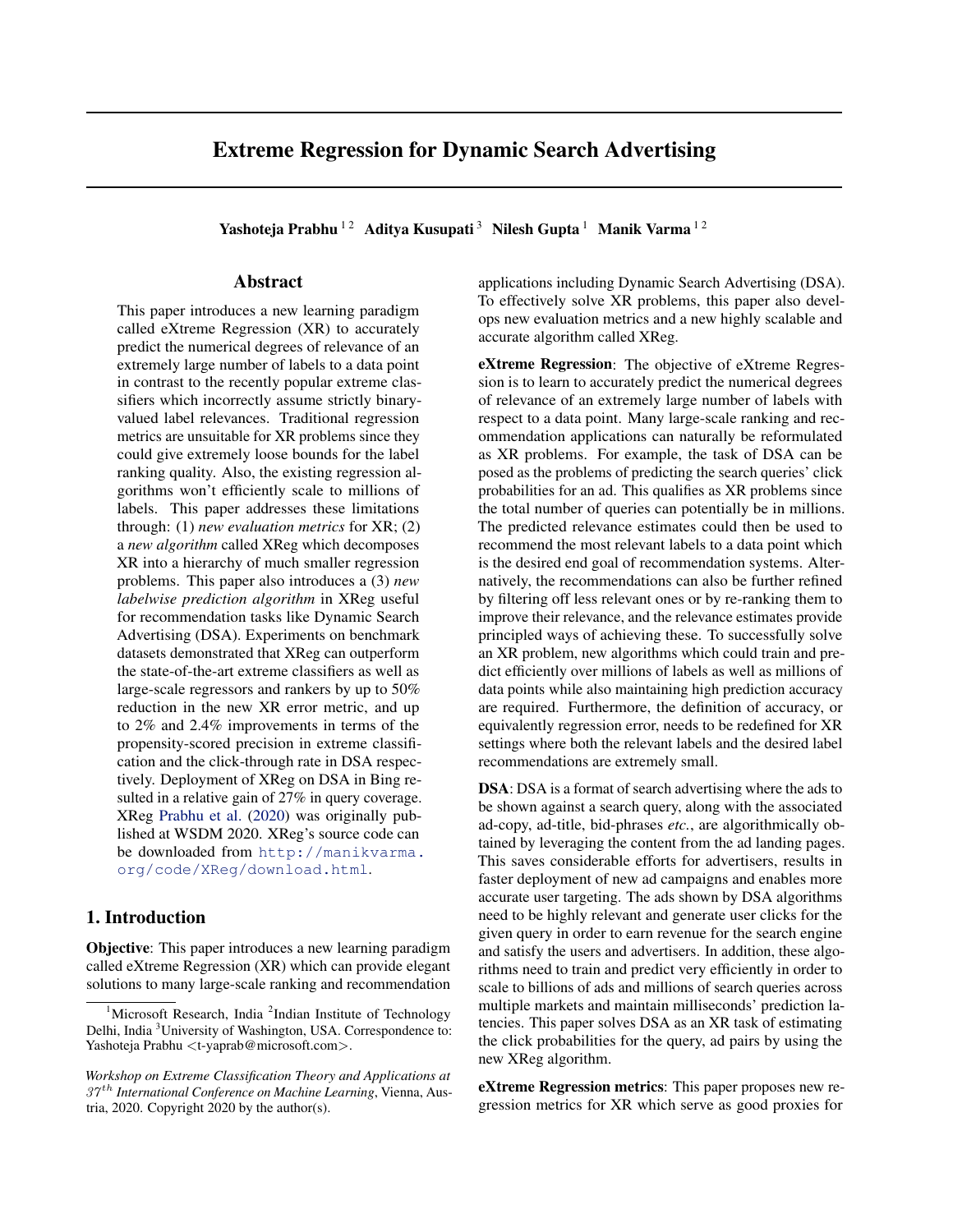# Extreme Regression for Dynamic Search Advertising

**Yashoteja Prabhu** [1 2] **Aditya Kusupati** [3] **Nilesh Gupta** [1] **Manik Varma** [1 2]

## Abstract

This paper introduces a new learning paradigm called eXtreme Regression (XR) to accurately predict the numerical degrees of relevance of an extremely large number of labels to a data point in contrast to the recently popular extreme classifiers which incorrectly assume strictly binary-valued label relevances. Traditional regression metrics are unsuitable for XR problems since they could give extremely loose bounds for the label ranking quality. Also, the existing regression algorithms won't efficiently scale to millions of labels. This paper addresses these limitations through: (1) *new evaluation metrics* for XR; (2) a *new algorithm* called XReg which decomposes XR into a hierarchy of much smaller regression problems. This paper also introduces a (3) *new labelwise prediction algorithm* in XReg useful for recommendation tasks like Dynamic Search Advertising (DSA). Experiments on benchmark datasets demonstrated that XReg can outperform the state-of-the-art extreme classifiers as well as large-scale regressors and rankers by up to 50% reduction in the new XR error metric, and up to 2% and 2.4% improvements in terms of the propensity-scored precision in extreme classification and the click-through rate in DSA respectively. Deployment of XReg on DSA in Bing resulted in a relative gain of 27% in query coverage. XReg Prabhu et al. (2020) was originally published at WSDM 2020. XReg's source code can be downloaded from http://manikvarma.org/code/XReg/download.html.

## 1. Introduction

**Objective**: This paper introduces a new learning paradigm called eXtreme Regression (XR) which can provide elegant solutions to many large-scale ranking and recommendation applications including Dynamic Search Advertising (DSA). To effectively solve XR problems, this paper also develops new evaluation metrics and a new highly scalable and accurate algorithm called XReg.

**eXtreme Regression**: The objective of eXtreme Regression is to learn to accurately predict the numerical degrees of relevance of an extremely large number of labels with respect to a data point. Many large-scale ranking and recommendation applications can naturally be reformulated as XR problems. For example, the task of DSA can be posed as the problems of predicting the search queries' click probabilities for an ad. This qualifies as XR problems since the total number of queries can potentially be in millions. The predicted relevance estimates could then be used to recommend the most relevant labels to a data point which is the desired end goal of recommendation systems. Alternatively, the recommendations can also be further refined by filtering off less relevant ones or by re-ranking them to improve their relevance, and the relevance estimates provide principled ways of achieving these. To successfully solve an XR problem, new algorithms which could train and predict efficiently over millions of labels as well as millions of data points while also maintaining high prediction accuracy are required. Furthermore, the definition of accuracy, or equivalently regression error, needs to be redefined for XR settings where both the relevant labels and the desired label recommendations are extremely small.

**DSA**: DSA is a format of search advertising where the ads to be shown against a search query, along with the associated ad-copy, ad-title, bid-phrases *etc.*, are algorithmically obtained by leveraging the content from the ad landing pages. This saves considerable efforts for advertisers, results in faster deployment of new ad campaigns and enables more accurate user targeting. The ads shown by DSA algorithms need to be highly relevant and generate user clicks for the given query in order to earn revenue for the search engine and satisfy the users and advertisers. In addition, these algorithms need to train and predict very efficiently in order to scale to billions of ads and millions of search queries across multiple markets and maintain milliseconds' prediction latencies. This paper solves DSA as an XR task of estimating the click probabilities for the query, ad pairs by using the new XReg algorithm.

**eXtreme Regression metrics**: This paper proposes new regression metrics for XR which serve as good proxies for

---

[1]Microsoft Research, India [2]Indian Institute of Technology Delhi, India [3]University of Washington, USA. Correspondence to: Yashoteja Prabhu <t-yaprab@microsoft.com>.

*Workshop on Extreme Classification Theory and Applications at $37^{th}$ International Conference on Machine Learning*, Vienna, Austria, 2020. Copyright 2020 by the author(s).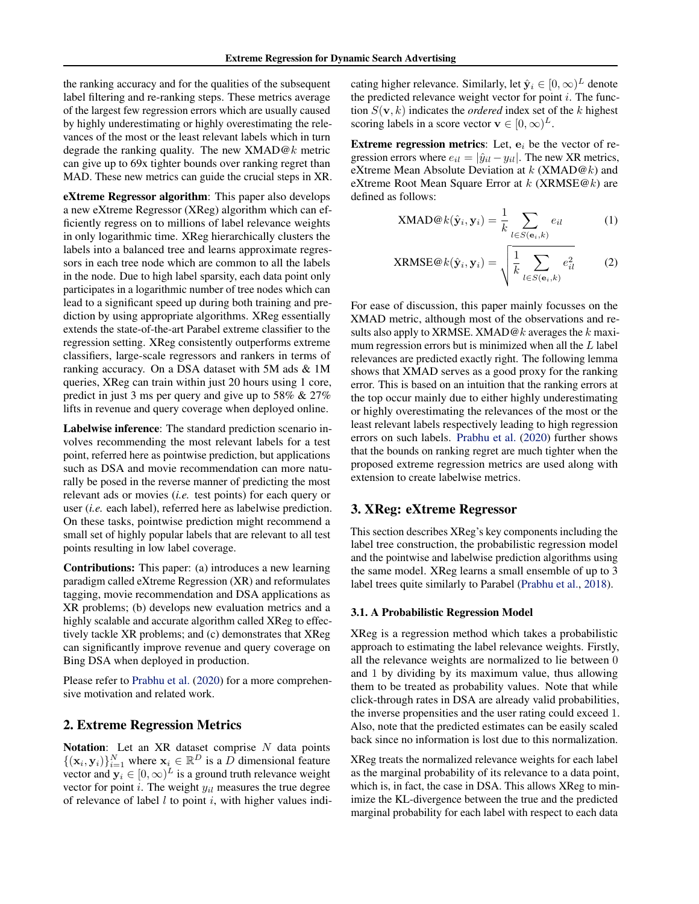the ranking accuracy and for the qualities of the subsequent label filtering and re-ranking steps. These metrics average of the largest few regression errors which are usually caused by highly underestimating or highly overestimating the relevances of the most or the least relevant labels which in turn degrade the ranking quality. The new XMAD@$k$ metric can give up to 69x tighter bounds over ranking regret than MAD. These new metrics can guide the crucial steps in XR.

**eXtreme Regressor algorithm**: This paper also develops a new eXtreme Regressor (XReg) algorithm which can efficiently regress on to millions of label relevance weights in only logarithmic time. XReg hierarchically clusters the labels into a balanced tree and learns approximate regressors in each tree node which are common to all the labels in the node. Due to high label sparsity, each data point only participates in a logarithmic number of tree nodes which can lead to a significant speed up during both training and prediction by using appropriate algorithms. XReg essentially extends the state-of-the-art Parabel extreme classifier to the regression setting. XReg consistently outperforms extreme classifiers, large-scale regressors and rankers in terms of ranking accuracy. On a DSA dataset with 5M ads & 1M queries, XReg can train within just 20 hours using 1 core, predict in just 3 ms per query and give up to 58% & 27% lifts in revenue and query coverage when deployed online.

**Labelwise inference**: The standard prediction scenario involves recommending the most relevant labels for a test point, referred here as pointwise prediction, but applications such as DSA and movie recommendation can more naturally be posed in the reverse manner of predicting the most relevant ads or movies (*i.e.* test points) for each query or user (*i.e.* each label), referred here as labelwise prediction. On these tasks, pointwise prediction might recommend a small set of highly popular labels that are relevant to all test points resulting in low label coverage.

**Contributions:** This paper: (a) introduces a new learning paradigm called eXtreme Regression (XR) and reformulates tagging, movie recommendation and DSA applications as XR problems; (b) develops new evaluation metrics and a highly scalable and accurate algorithm called XReg to effectively tackle XR problems; and (c) demonstrates that XReg can significantly improve revenue and query coverage on Bing DSA when deployed in production.

Please refer to Prabhu et al. (2020) for a more comprehensive motivation and related work.

## 2. Extreme Regression Metrics

**Notation**: Let an XR dataset comprise $N$ data points $\{(\mathbf{x}_i, \mathbf{y}_i)\}_{i=1}^N$ where $\mathbf{x}_i \in \mathbb{R}^D$ is a $D$ dimensional feature vector and $\mathbf{y}_i \in [0,\infty)^L$ is a ground truth relevance weight vector for point $i$. The weight $y_{il}$ measures the true degree of relevance of label $l$ to point $i$, with higher values indicating higher relevance. Similarly, let $\hat{\mathbf{y}}_i \in [0,\infty)^L$ denote the predicted relevance weight vector for point $i$. The function $S(\mathbf{v}, k)$ indicates the *ordered* index set of the $k$ highest scoring labels in a score vector $\mathbf{v} \in [0,\infty)^L$.

**Extreme regression metrics**: Let, $\mathbf{e}_i$ be the vector of regression errors where $e_{il} = |\hat{y}_{il} - y_{il}|$. The new XR metrics, eXtreme Mean Absolute Deviation at $k$ (XMAD@$k$) and eXtreme Root Mean Square Error at $k$ (XRMSE@$k$) are defined as follows:

$$\text{XMAD@}k(\hat{\mathbf{y}}_i, \mathbf{y}_i) = \frac{1}{k} \sum_{l \in S(\mathbf{e}_i, k)} e_{il} \tag{1}$$

$$\text{XRMSE@}k(\hat{\mathbf{y}}_i, \mathbf{y}_i) = \sqrt{\frac{1}{k} \sum_{l \in S(\mathbf{e}_i, k)} e_{il}^2} \tag{2}$$

For ease of discussion, this paper mainly focusses on the XMAD metric, although most of the observations and results also apply to XRMSE. XMAD@$k$ averages the $k$ maximum regression errors but is minimized when all the $L$ label relevances are predicted exactly right. The following lemma shows that XMAD serves as a good proxy for the ranking error. This is based on an intuition that the ranking errors at the top occur mainly due to either highly underestimating or highly overestimating the relevances of the most or the least relevant labels respectively leading to high regression errors on such labels. Prabhu et al. (2020) further shows that the bounds on ranking regret are much tighter when the proposed extreme regression metrics are used along with extension to create labelwise metrics.

## 3. XReg: eXtreme Regressor

This section describes XReg's key components including the label tree construction, the probabilistic regression model and the pointwise and labelwise prediction algorithms using the same model. XReg learns a small ensemble of up to 3 label trees quite similarly to Parabel (Prabhu et al., 2018).

### 3.1. A Probabilistic Regression Model

XReg is a regression method which takes a probabilistic approach to estimating the label relevance weights. Firstly, all the relevance weights are normalized to lie between 0 and 1 by dividing by its maximum value, thus allowing them to be treated as probability values. Note that while click-through rates in DSA are already valid probabilities, the inverse propensities and the user rating could exceed 1. Also, note that the predicted estimates can be easily scaled back since no information is lost due to this normalization.

XReg treats the normalized relevance weights for each label as the marginal probability of its relevance to a data point, which is, in fact, the case in DSA. This allows XReg to minimize the KL-divergence between the true and the predicted marginal probability for each label with respect to each data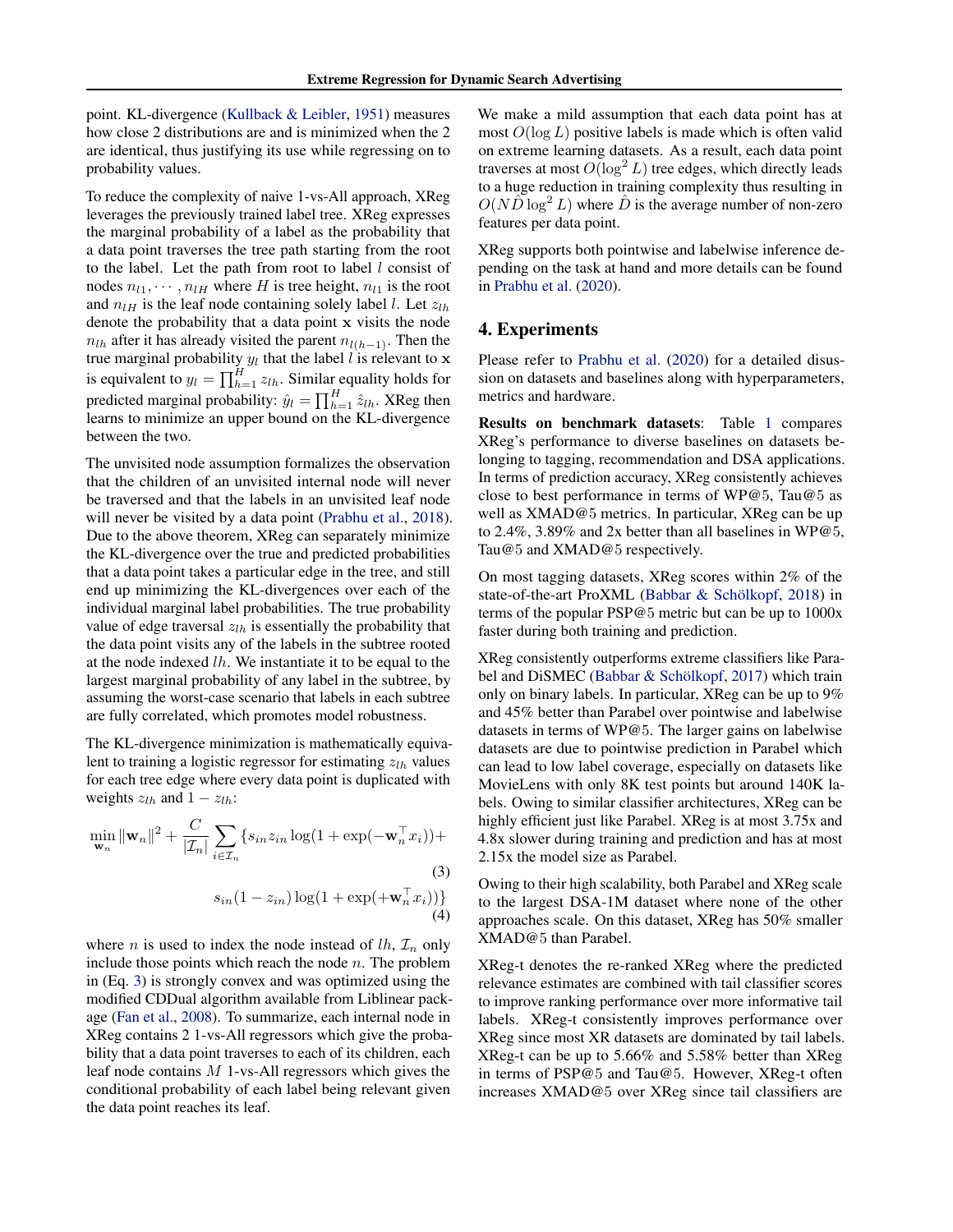point. KL-divergence (Kullback & Leibler, 1951) measures how close 2 distributions are and is minimized when the 2 are identical, thus justifying its use while regressing on to probability values.

To reduce the complexity of naive 1-vs-All approach, XReg leverages the previously trained label tree. XReg expresses the marginal probability of a label as the probability that a data point traverses the tree path starting from the root to the label. Let the path from root to label $l$ consist of nodes $n_{l1}, \cdots, n_{lH}$ where $H$ is tree height, $n_{l1}$ is the root and $n_{lH}$ is the leaf node containing solely label $l$. Let $z_{lh}$ denote the probability that a data point $\mathbf{x}$ visits the node $n_{lh}$ after it has already visited the parent $n_{l(h-1)}$. Then the true marginal probability $y_l$ that the label $l$ is relevant to $\mathbf{x}$ is equivalent to $y_l = \prod_{h=1}^{H} z_{lh}$. Similar equality holds for predicted marginal probability: $\hat{y}_l = \prod_{h=1}^{H} \hat{z}_{lh}$. XReg then learns to minimize an upper bound on the KL-divergence between the two.

The unvisited node assumption formalizes the observation that the children of an unvisited internal node will never be traversed and that the labels in an unvisited leaf node will never be visited by a data point (Prabhu et al., 2018). Due to the above theorem, XReg can separately minimize the KL-divergence over the true and predicted probabilities that a data point takes a particular edge in the tree, and still end up minimizing the KL-divergences over each of the individual marginal label probabilities. The true probability value of edge traversal $z_{lh}$ is essentially the probability that the data point visits any of the labels in the subtree rooted at the node indexed $lh$. We instantiate it to be equal to the largest marginal probability of any label in the subtree, by assuming the worst-case scenario that labels in each subtree are fully correlated, which promotes model robustness.

The KL-divergence minimization is mathematically equivalent to training a logistic regressor for estimating $z_{lh}$ values for each tree edge where every data point is duplicated with weights $z_{lh}$ and $1 - z_{lh}$:

$$\min_{\mathbf{w}_n} \|\mathbf{w}_n\|^2 + \frac{C}{|\mathcal{I}_n|} \sum_{i \in \mathcal{I}_n} \{ s_{in} z_{in} \log(1 + \exp(-\mathbf{w}_n^\top x_i)) + \quad (3)$$

$$s_{in}(1 - z_{in}) \log(1 + \exp(+\mathbf{w}_n^\top x_i)) \} \quad (4)$$

where $n$ is used to index the node instead of $lh$, $\mathcal{I}_n$ only include those points which reach the node $n$. The problem in (Eq. 3) is strongly convex and was optimized using the modified CDDual algorithm available from Liblinear package (Fan et al., 2008). To summarize, each internal node in XReg contains 2 1-vs-All regressors which give the probability that a data point traverses to each of its children, each leaf node contains $M$ 1-vs-All regressors which gives the conditional probability of each label being relevant given the data point reaches its leaf.

We make a mild assumption that each data point has at most $O(\log L)$ positive labels is made which is often valid on extreme learning datasets. As a result, each data point traverses at most $O(\log^2 L)$ tree edges, which directly leads to a huge reduction in training complexity thus resulting in $O(N\hat{D}\log^2 L)$ where $\hat{D}$ is the average number of non-zero features per data point.

XReg supports both pointwise and labelwise inference depending on the task at hand and more details can be found in Prabhu et al. (2020).

## 4. Experiments

Please refer to Prabhu et al. (2020) for a detailed disussion on datasets and baselines along with hyperparameters, metrics and hardware.

**Results on benchmark datasets**: Table 1 compares XReg's performance to diverse baselines on datasets belonging to tagging, recommendation and DSA applications. In terms of prediction accuracy, XReg consistently achieves close to best performance in terms of WP@5, Tau@5 as well as XMAD@5 metrics. In particular, XReg can be up to 2.4%, 3.89% and 2x better than all baselines in WP@5, Tau@5 and XMAD@5 respectively.

On most tagging datasets, XReg scores within 2% of the state-of-the-art ProXML (Babbar & Schölkopf, 2018) in terms of the popular PSP@5 metric but can be up to 1000x faster during both training and prediction.

XReg consistently outperforms extreme classifiers like Parabel and DiSMEC (Babbar & Schölkopf, 2017) which train only on binary labels. In particular, XReg can be up to 9% and 45% better than Parabel over pointwise and labelwise datasets in terms of WP@5. The larger gains on labelwise datasets are due to pointwise prediction in Parabel which can lead to low label coverage, especially on datasets like MovieLens with only 8K test points but around 140K labels. Owing to similar classifier architectures, XReg can be highly efficient just like Parabel. XReg is at most 3.75x and 4.8x slower during training and prediction and has at most 2.15x the model size as Parabel.

Owing to their high scalability, both Parabel and XReg scale to the largest DSA-1M dataset where none of the other approaches scale. On this dataset, XReg has 50% smaller XMAD@5 than Parabel.

XReg-t denotes the re-ranked XReg where the predicted relevance estimates are combined with tail classifier scores to improve ranking performance over more informative tail labels. XReg-t consistently improves performance over XReg since most XR datasets are dominated by tail labels. XReg-t can be up to 5.66% and 5.58% better than XReg in terms of PSP@5 and Tau@5. However, XReg-t often increases XMAD@5 over XReg since tail classifiers are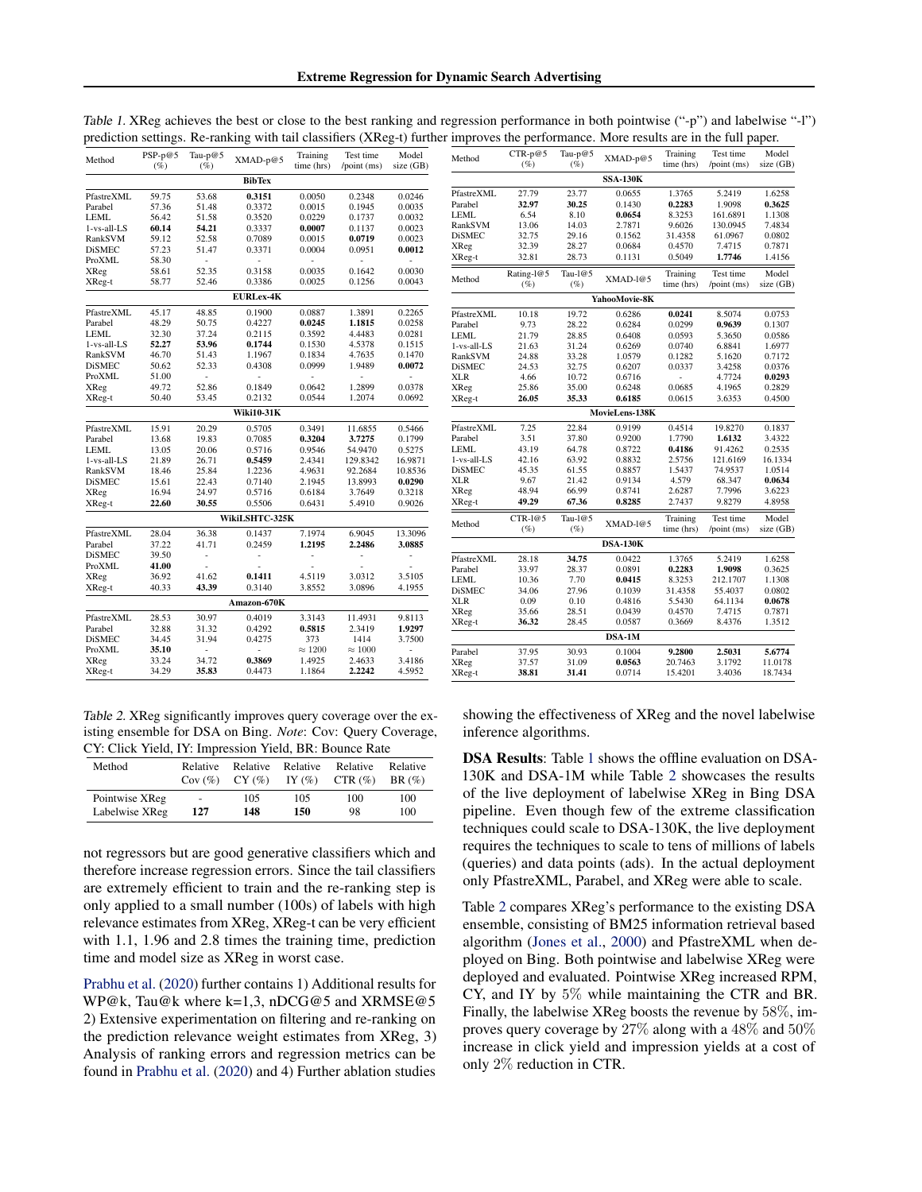Table 1. XReg achieves the best or close to the best ranking and regression performance in both pointwise ("-p") and labelwise "-l") prediction settings. Re-ranking with tail classifiers (XReg-t) further improves the performance. More results are in the full paper.

| Method | PSP-p@5 (%) | Tau-p@5 (%) | XMAD-p@5 | Training time (hrs) | Test time /point (ms) | Model size (GB) |
|---|---|---|---|---|---|---|
| **BibTex** | | | | | | |
| PfastreXML | 59.75 | 53.68 | **0.3151** | 0.0050 | 0.2348 | 0.0246 |
| Parabel | 57.36 | 51.48 | 0.3372 | 0.0015 | 0.1945 | 0.0035 |
| LEML | 56.42 | 51.58 | 0.3520 | 0.0229 | 0.1737 | 0.0032 |
| 1-vs-all-LS | **60.14** | **54.21** | 0.3337 | **0.0007** | 0.1137 | 0.0023 |
| RankSVM | 59.12 | 52.58 | 0.7089 | 0.0015 | **0.0719** | 0.0023 |
| DiSMEC | 57.23 | 51.47 | 0.3371 | 0.0004 | 0.0951 | **0.0012** |
| ProXML | 58.30 | - | - | - | - | - |
| XReg | 58.61 | 52.35 | 0.3158 | 0.0035 | 0.1642 | 0.0030 |
| XReg-t | 58.77 | 52.46 | 0.3386 | 0.0025 | 0.1256 | 0.0043 |
| **EURLex-4K** | | | | | | |
| PfastreXML | 45.17 | 48.85 | 0.1900 | 0.0887 | 1.3891 | 0.2265 |
| Parabel | 48.29 | 50.75 | 0.4227 | **0.0245** | **1.1815** | 0.0258 |
| LEML | 32.30 | 37.24 | 0.2115 | 0.3592 | 4.4483 | 0.0281 |
| 1-vs-all-LS | **52.27** | **53.96** | **0.1744** | 0.1530 | 4.5378 | 0.1515 |
| RankSVM | 46.70 | 51.43 | 1.1967 | 0.1834 | 4.7635 | 0.1470 |
| DiSMEC | 50.62 | 52.33 | 0.4308 | 0.0999 | 1.9489 | **0.0072** |
| ProXML | 51.00 | - | - | - | - | - |
| XReg | 49.72 | 52.86 | 0.1849 | 0.0642 | 1.2899 | 0.0378 |
| XReg-t | 50.40 | 53.45 | 0.2132 | 0.0544 | 1.2074 | 0.0692 |
| **Wiki10-31K** | | | | | | |
| PfastreXML | 15.91 | 20.29 | 0.5705 | 0.3491 | 11.6855 | 0.5466 |
| Parabel | 13.68 | 19.83 | 0.7085 | **0.3204** | **3.7275** | 0.1799 |
| LEML | 13.05 | 20.06 | 0.5716 | 0.9546 | 54.9470 | 0.5275 |
| 1-vs-all-LS | 21.89 | 26.71 | **0.5459** | 2.4341 | 129.8342 | 16.9871 |
| RankSVM | 18.46 | 25.84 | 1.2236 | 4.9631 | 92.2684 | 10.8536 |
| DiSMEC | 15.61 | 22.43 | 0.7140 | 2.1945 | 13.8993 | **0.0290** |
| XReg | 16.94 | 24.97 | 0.5716 | 0.6184 | 3.7649 | 0.3218 |
| XReg-t | **22.60** | **30.55** | 0.5506 | 0.6431 | 5.4910 | 0.9026 |
| **WikiLSHTC-325K** | | | | | | |
| PfastreXML | 28.04 | 36.38 | 0.1437 | 7.1974 | 6.9045 | 13.3096 |
| Parabel | 37.22 | 41.71 | 0.2459 | **1.2195** | **2.2486** | **3.0885** |
| DiSMEC | 39.50 | - | - | - | - | - |
| ProXML | **41.00** | - | - | - | - | - |
| XReg | 36.92 | 41.62 | **0.1411** | 4.5119 | 3.0312 | 3.5105 |
| XReg-t | 40.33 | **43.39** | 0.3140 | 3.8552 | 3.0896 | 4.1955 |
| **Amazon-670K** | | | | | | |
| PfastreXML | 28.53 | 30.97 | 0.4019 | 3.3143 | 11.4931 | 9.8113 |
| Parabel | 32.88 | 31.32 | 0.4292 | **0.5815** | 2.3419 | **1.9297** |
| DiSMEC | 34.45 | 31.94 | 0.4275 | 373 | 1414 | 3.7500 |
| ProXML | **35.10** | - | - | ≈ 1200 | ≈ 1000 | - |
| XReg | 33.24 | 34.72 | **0.3869** | 1.4925 | 2.4633 | 3.4186 |
| XReg-t | 34.29 | **35.83** | 0.4473 | 1.1864 | **2.2242** | 4.5952 |

| Method | CTR-p@5 (%) | Tau-p@5 (%) | XMAD-p@5 | Training time (hrs) | Test time /point (ms) | Model size (GB) |
|---|---|---|---|---|---|---|
| **SSA-130K** | | | | | | |
| PfastreXML | 27.79 | 23.77 | 0.0655 | 1.3765 | 5.2419 | 1.6258 |
| Parabel | **32.97** | **30.25** | 0.1430 | **0.2283** | 1.9098 | **0.3625** |
| LEML | 6.54 | 8.10 | **0.0654** | 8.3253 | 161.6891 | 1.1308 |
| RankSVM | 13.06 | 14.03 | 2.7871 | 9.6026 | 130.0945 | 7.4834 |
| DiSMEC | 32.75 | 29.16 | 0.1562 | 31.4358 | 61.0967 | 0.0802 |
| XReg | 32.39 | 28.27 | 0.0684 | 0.4570 | 7.4715 | 0.7871 |
| XReg-t | 32.81 | 28.73 | 0.1131 | 0.5049 | **1.7746** | 1.4156 |

| Method | Rating-l@5 (%) | Tau-l@5 (%) | XMAD-l@5 | Training time (hrs) | Test time /point (ms) | Model size (GB) |
|---|---|---|---|---|---|---|
| **YahooMovie-8K** | | | | | | |
| PfastreXML | 10.18 | 19.72 | 0.6286 | **0.0241** | 8.5074 | 0.0753 |
| Parabel | 9.73 | 28.22 | 0.6284 | 0.0299 | **0.9639** | 0.1307 |
| LEML | 21.79 | 28.85 | 0.6408 | 0.0593 | 5.3650 | 0.0586 |
| 1-vs-all-LS | 21.63 | 31.24 | 0.6269 | 0.0740 | 6.8841 | 1.6977 |
| RankSVM | 24.88 | 33.28 | 1.0579 | 0.1282 | 5.1620 | 0.7172 |
| DiSMEC | 24.53 | 32.75 | 0.6207 | 0.0337 | 3.4258 | 0.0376 |
| XLR | 4.66 | 10.72 | 0.6716 | - | 4.7724 | **0.0293** |
| XReg | 25.86 | 35.00 | 0.6248 | 0.0685 | 4.1965 | 0.2829 |
| XReg-t | **26.05** | **35.33** | **0.6185** | 0.0615 | 3.6353 | 0.4500 |
| **MovieLens-138K** | | | | | | |
| PfastreXML | 7.25 | 22.84 | 0.9199 | 0.4514 | 19.8270 | 0.1837 |
| Parabel | 3.51 | 37.80 | 0.9200 | 1.7790 | **1.6132** | 3.4322 |
| LEML | 43.19 | 64.78 | 0.8722 | **0.4186** | 91.4262 | 0.2535 |
| 1-vs-all-LS | 42.16 | 63.92 | 0.8832 | 2.5756 | 121.6169 | 16.1334 |
| DiSMEC | 45.35 | 61.55 | 0.8857 | 1.5437 | 74.9537 | 1.0514 |
| XLR | 9.67 | 21.42 | 0.9134 | 4.579 | 68.347 | **0.0634** |
| XReg | 48.94 | 66.99 | 0.8741 | 2.6287 | 7.7996 | 3.6223 |
| XReg-t | **49.29** | **67.36** | **0.8285** | 2.7437 | 9.8279 | 4.8958 |

| Method | CTR-l@5 (%) | Tau-l@5 (%) | XMAD-l@5 | Training time (hrs) | Test time /point (ms) | Model size (GB) |
|---|---|---|---|---|---|---|
| **DSA-130K** | | | | | | |
| PfastreXML | 28.18 | **34.75** | 0.0422 | 1.3765 | 5.2419 | 1.6258 |
| Parabel | 33.97 | 28.37 | 0.0891 | **0.2283** | **1.9098** | 0.3625 |
| LEML | 10.36 | 7.70 | **0.0415** | 8.3253 | 212.1707 | 1.1308 |
| DiSMEC | 34.06 | 27.96 | 0.1039 | 31.4358 | 55.4037 | 0.0802 |
| XLR | 0.09 | 0.10 | 0.4816 | 5.5430 | 64.1134 | **0.0678** |
| XReg | 35.66 | 28.51 | 0.0439 | 0.4570 | 7.4715 | 0.7871 |
| XReg-t | **36.32** | 28.45 | 0.0587 | 0.3669 | 8.4376 | 1.3512 |
| **DSA-1M** | | | | | | |
| Parabel | 37.95 | 30.93 | 0.1004 | **9.2800** | **2.5031** | **5.6774** |
| XReg | 37.57 | 31.09 | **0.0563** | 20.7463 | 3.1792 | 11.0178 |
| XReg-t | **38.81** | **31.41** | 0.0714 | 15.4201 | 3.4036 | 18.7434 |

Table 2. XReg significantly improves query coverage over the existing ensemble for DSA on Bing. *Note*: Cov: Query Coverage, CY: Click Yield, IY: Impression Yield, BR: Bounce Rate

| Method | Relative Cov (%) | Relative CY (%) | Relative IY (%) | Relative CTR (%) | Relative BR (%) |
|---|---|---|---|---|---|
| Pointwise XReg | - | 105 | 105 | 100 | 100 |
| Labelwise XReg | **127** | **148** | **150** | 98 | 100 |

not regressors but are good generative classifiers which and therefore increase regression errors. Since the tail classifiers are extremely efficient to train and the re-ranking step is only applied to a small number (100s) of labels with high relevance estimates from XReg, XReg-t can be very efficient with 1.1, 1.96 and 2.8 times the training time, prediction time and model size as XReg in worst case.

Prabhu et al. (2020) further contains 1) Additional results for WP@k, Tau@k where k=1,3, nDCG@5 and XRMSE@5 2) Extensive experimentation on filtering and re-ranking on the prediction relevance weight estimates from XReg, 3) Analysis of ranking errors and regression metrics can be found in Prabhu et al. (2020) and 4) Further ablation studies showing the effectiveness of XReg and the novel labelwise inference algorithms.

**DSA Results**: Table 1 shows the offline evaluation on DSA-130K and DSA-1M while Table 2 showcases the results of the live deployment of labelwise XReg in Bing DSA pipeline. Even though few of the extreme classification techniques could scale to DSA-130K, the live deployment requires the techniques to scale to tens of millions of labels (queries) and data points (ads). In the actual deployment only PfastreXML, Parabel, and XReg were able to scale.

Table 2 compares XReg's performance to the existing DSA ensemble, consisting of BM25 information retrieval based algorithm (Jones et al., 2000) and PfastreXML when deployed on Bing. Both pointwise and labelwise XReg were deployed and evaluated. Pointwise XReg increased RPM, CY, and IY by 5% while maintaining the CTR and BR. Finally, the labelwise XReg boosts the revenue by 58%, improves query coverage by 27% along with a 48% and 50% increase in click yield and impression yields at a cost of only 2% reduction in CTR.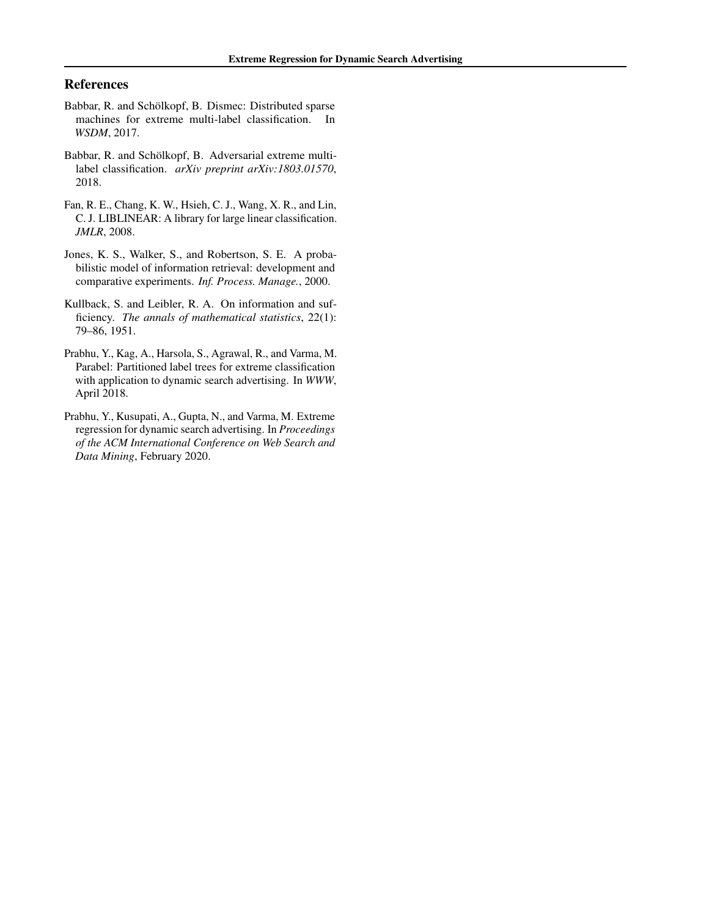## References

Babbar, R. and Schölkopf, B. Dismec: Distributed sparse machines for extreme multi-label classification. In *WSDM*, 2017.

Babbar, R. and Schölkopf, B. Adversarial extreme multi-label classification. *arXiv preprint arXiv:1803.01570*, 2018.

Fan, R. E., Chang, K. W., Hsieh, C. J., Wang, X. R., and Lin, C. J. LIBLINEAR: A library for large linear classification. *JMLR*, 2008.

Jones, K. S., Walker, S., and Robertson, S. E. A probabilistic model of information retrieval: development and comparative experiments. *Inf. Process. Manage.*, 2000.

Kullback, S. and Leibler, R. A. On information and sufficiency. *The annals of mathematical statistics*, 22(1): 79–86, 1951.

Prabhu, Y., Kag, A., Harsola, S., Agrawal, R., and Varma, M. Parabel: Partitioned label trees for extreme classification with application to dynamic search advertising. In *WWW*, April 2018.

Prabhu, Y., Kusupati, A., Gupta, N., and Varma, M. Extreme regression for dynamic search advertising. In *Proceedings of the ACM International Conference on Web Search and Data Mining*, February 2020.